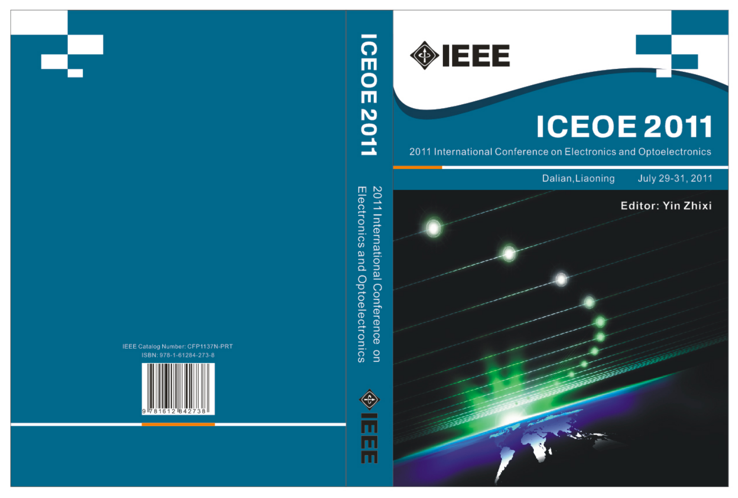# ICEOE 2011

## 2011 International Conference on Electronics and Optoelectronics

Dalian, Liaoning July 29-31, 2011

Editor: Yin Zhixi

IEEE

IEEE Catalog Number: CFP1137N-PRT
ISBN: 978-1-61284-273-8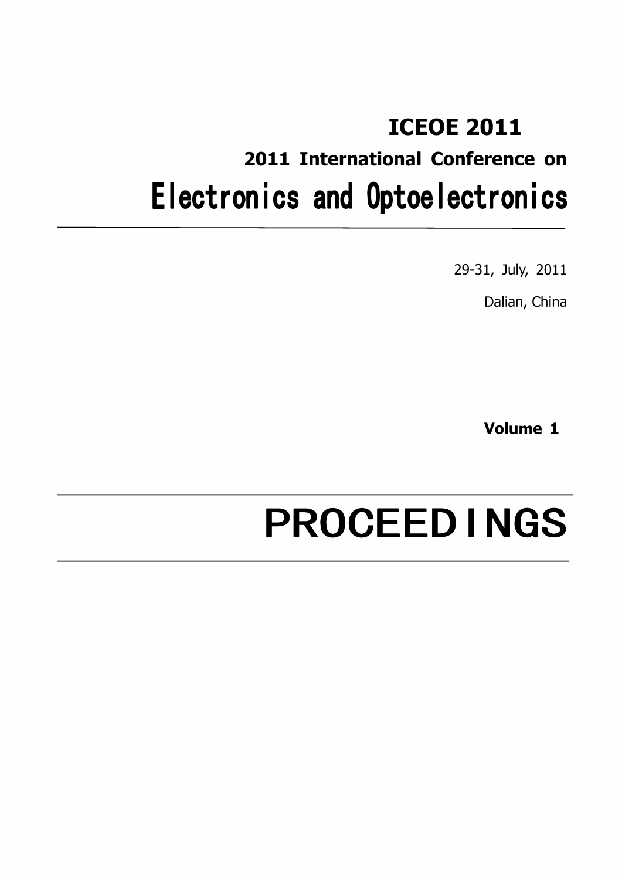# ICEOE 2011

## 2011 International Conference on

# Electronics and Optoelectronics

---

29-31, July, 2011

Dalian, China

**Volume 1**

---

# PROCEEDINGS

---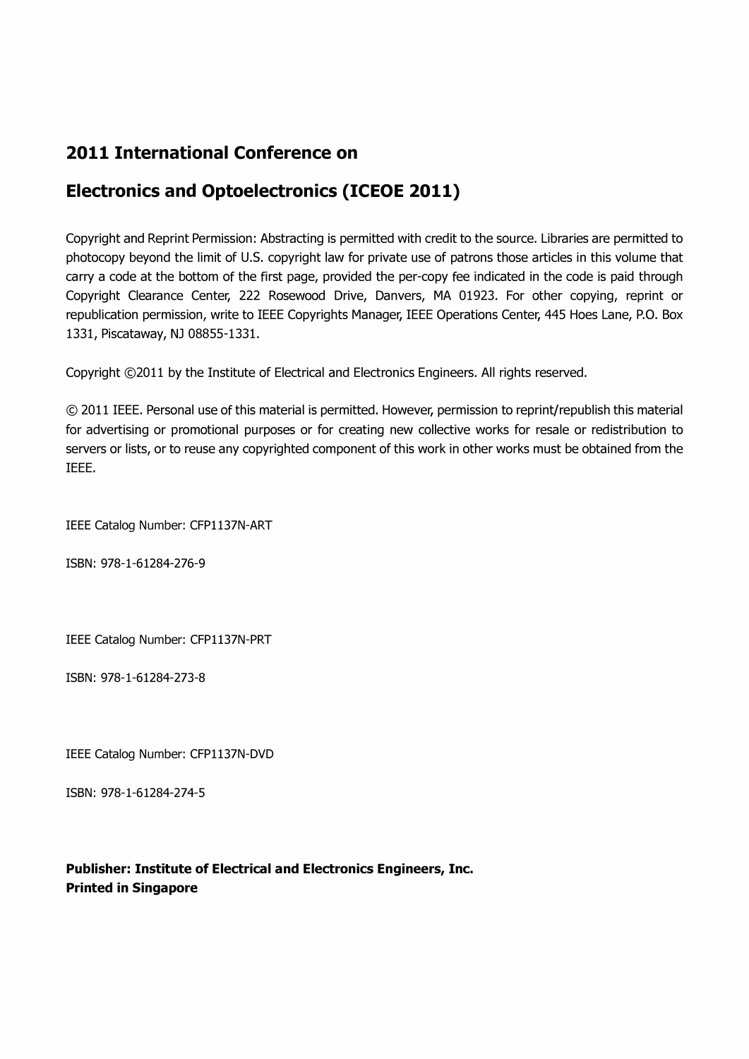# 2011 International Conference on

# Electronics and Optoelectronics (ICEOE 2011)

Copyright and Reprint Permission: Abstracting is permitted with credit to the source. Libraries are permitted to photocopy beyond the limit of U.S. copyright law for private use of patrons those articles in this volume that carry a code at the bottom of the first page, provided the per-copy fee indicated in the code is paid through Copyright Clearance Center, 222 Rosewood Drive, Danvers, MA 01923. For other copying, reprint or republication permission, write to IEEE Copyrights Manager, IEEE Operations Center, 445 Hoes Lane, P.O. Box 1331, Piscataway, NJ 08855-1331.

Copyright ©2011 by the Institute of Electrical and Electronics Engineers. All rights reserved.

© 2011 IEEE. Personal use of this material is permitted. However, permission to reprint/republish this material for advertising or promotional purposes or for creating new collective works for resale or redistribution to servers or lists, or to reuse any copyrighted component of this work in other works must be obtained from the IEEE.

IEEE Catalog Number: CFP1137N-ART

ISBN: 978-1-61284-276-9

IEEE Catalog Number: CFP1137N-PRT

ISBN: 978-1-61284-273-8

IEEE Catalog Number: CFP1137N-DVD

ISBN: 978-1-61284-274-5

**Publisher: Institute of Electrical and Electronics Engineers, Inc.**
**Printed in Singapore**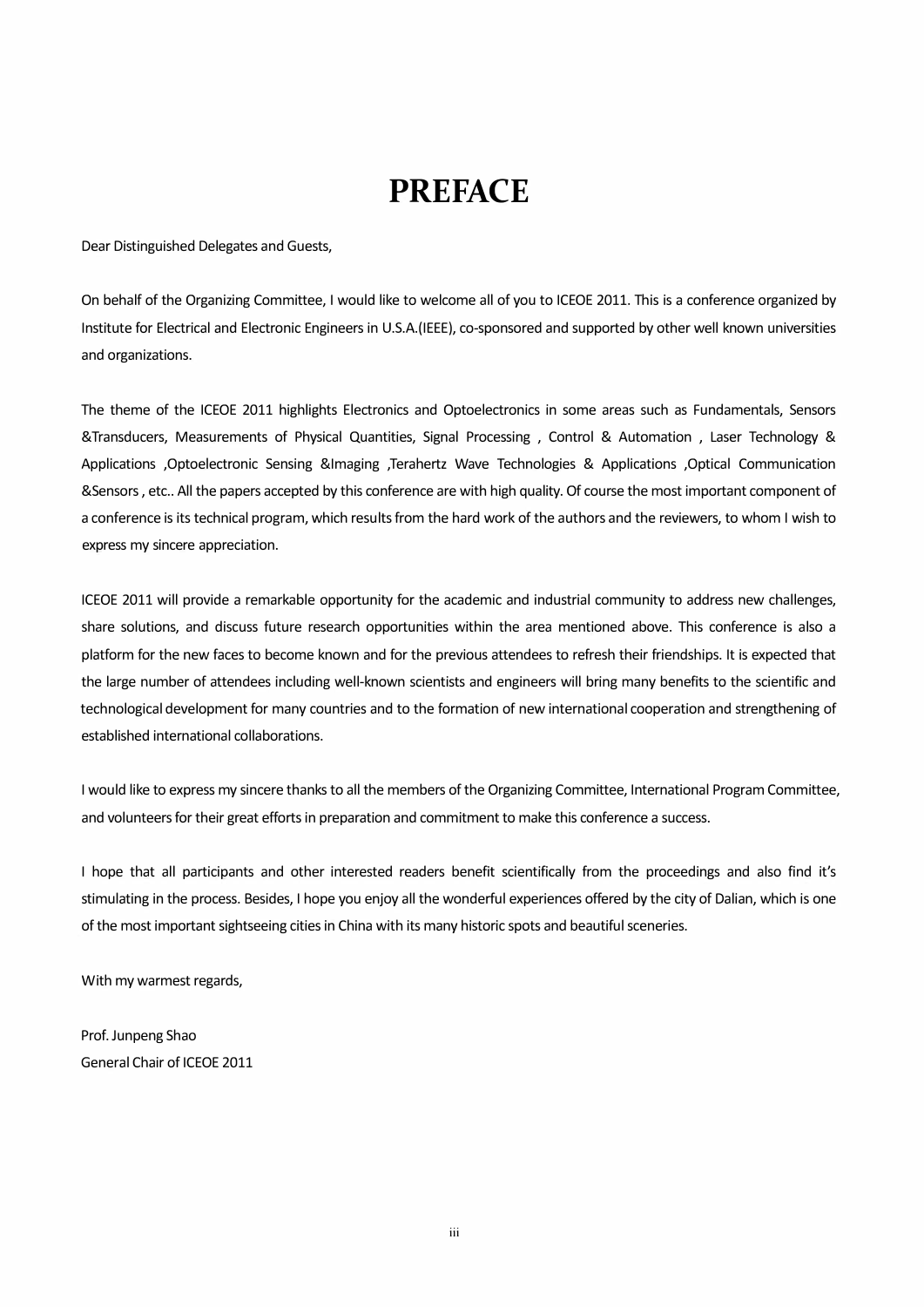# PREFACE

Dear Distinguished Delegates and Guests,

On behalf of the Organizing Committee, I would like to welcome all of you to ICEOE 2011. This is a conference organized by Institute for Electrical and Electronic Engineers in U.S.A.(IEEE), co-sponsored and supported by other well known universities and organizations.

The theme of the ICEOE 2011 highlights Electronics and Optoelectronics in some areas such as Fundamentals, Sensors &Transducers, Measurements of Physical Quantities, Signal Processing , Control & Automation , Laser Technology & Applications ,Optoelectronic Sensing &Imaging ,Terahertz Wave Technologies & Applications ,Optical Communication &Sensors , etc.. All the papers accepted by this conference are with high quality. Of course the most important component of a conference is its technical program, which results from the hard work of the authors and the reviewers, to whom I wish to express my sincere appreciation.

ICEOE 2011 will provide a remarkable opportunity for the academic and industrial community to address new challenges, share solutions, and discuss future research opportunities within the area mentioned above. This conference is also a platform for the new faces to become known and for the previous attendees to refresh their friendships. It is expected that the large number of attendees including well-known scientists and engineers will bring many benefits to the scientific and technological development for many countries and to the formation of new international cooperation and strengthening of established international collaborations.

I would like to express my sincere thanks to all the members of the Organizing Committee, International Program Committee, and volunteers for their great efforts in preparation and commitment to make this conference a success.

I hope that all participants and other interested readers benefit scientifically from the proceedings and also find it's stimulating in the process. Besides, I hope you enjoy all the wonderful experiences offered by the city of Dalian, which is one of the most important sightseeing cities in China with its many historic spots and beautiful sceneries.

With my warmest regards,

Prof. Junpeng Shao
General Chair of ICEOE 2011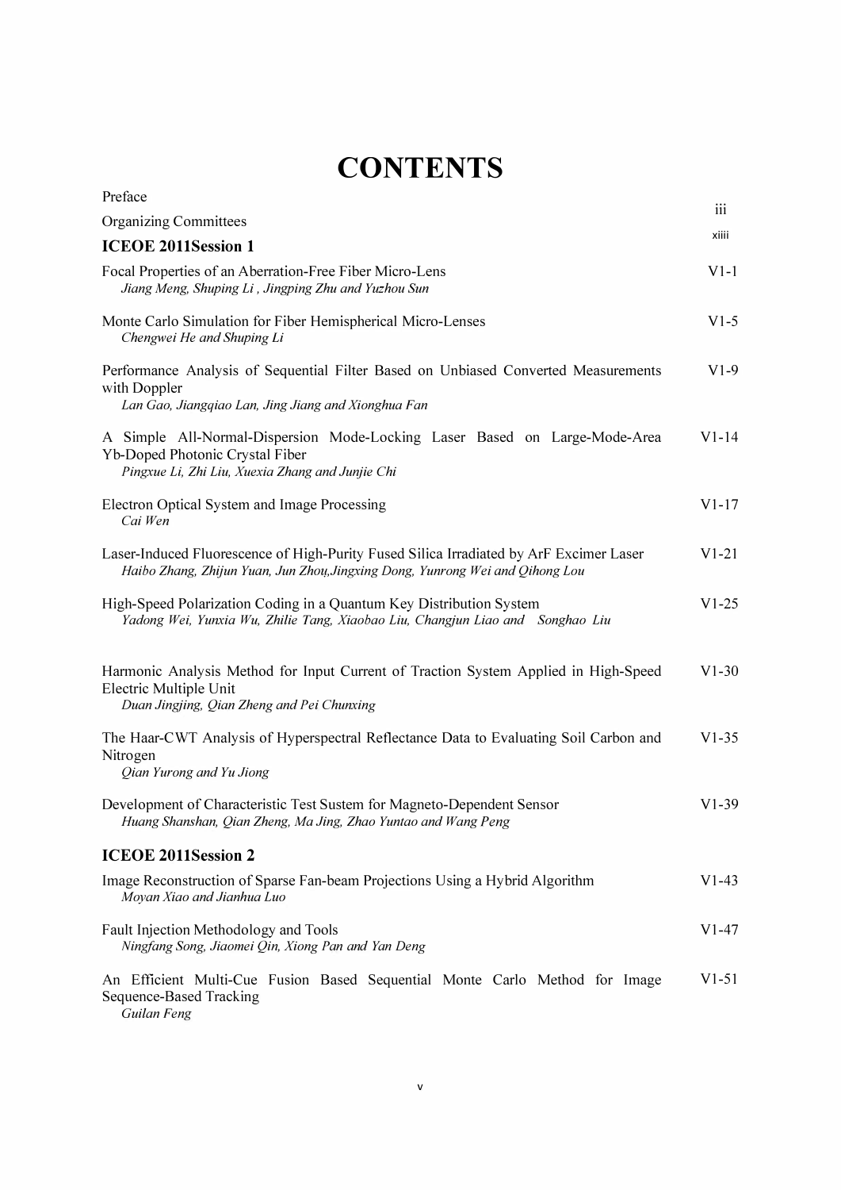# CONTENTS

Preface iii

Organizing Committees xiiii

## ICEOE 2011Session 1

Focal Properties of an Aberration-Free Fiber Micro-Lens V1-1
*Jiang Meng, Shuping Li , Jingping Zhu and Yuzhou Sun*

Monte Carlo Simulation for Fiber Hemispherical Micro-Lenses V1-5
*Chengwei He and Shuping Li*

Performance Analysis of Sequential Filter Based on Unbiased Converted Measurements with Doppler V1-9
*Lan Gao, Jiangqiao Lan, Jing Jiang and Xionghua Fan*

A Simple All-Normal-Dispersion Mode-Locking Laser Based on Large-Mode-Area Yb-Doped Photonic Crystal Fiber V1-14
*Pingxue Li, Zhi Liu, Xuexia Zhang and Junjie Chi*

Electron Optical System and Image Processing V1-17
*Cai Wen*

Laser-Induced Fluorescence of High-Purity Fused Silica Irradiated by ArF Excimer Laser V1-21
*Haibo Zhang, Zhijun Yuan, Jun Zhou,Jingxing Dong, Yunrong Wei and Qihong Lou*

High-Speed Polarization Coding in a Quantum Key Distribution System V1-25
*Yadong Wei, Yunxia Wu, Zhilie Tang, Xiaobao Liu, Changjun Liao and Songhao Liu*

Harmonic Analysis Method for Input Current of Traction System Applied in High-Speed Electric Multiple Unit V1-30
*Duan Jingjing, Qian Zheng and Pei Chunxing*

The Haar-CWT Analysis of Hyperspectral Reflectance Data to Evaluating Soil Carbon and Nitrogen V1-35
*Qian Yurong and Yu Jiong*

Development of Characteristic Test Sustem for Magneto-Dependent Sensor V1-39
*Huang Shanshan, Qian Zheng, Ma Jing, Zhao Yuntao and Wang Peng*

## ICEOE 2011Session 2

Image Reconstruction of Sparse Fan-beam Projections Using a Hybrid Algorithm V1-43
*Moyan Xiao and Jianhua Luo*

Fault Injection Methodology and Tools V1-47
*Ningfang Song, Jiaomei Qin, Xiong Pan and Yan Deng*

An Efficient Multi-Cue Fusion Based Sequential Monte Carlo Method for Image Sequence-Based Tracking V1-51
*Guilan Feng*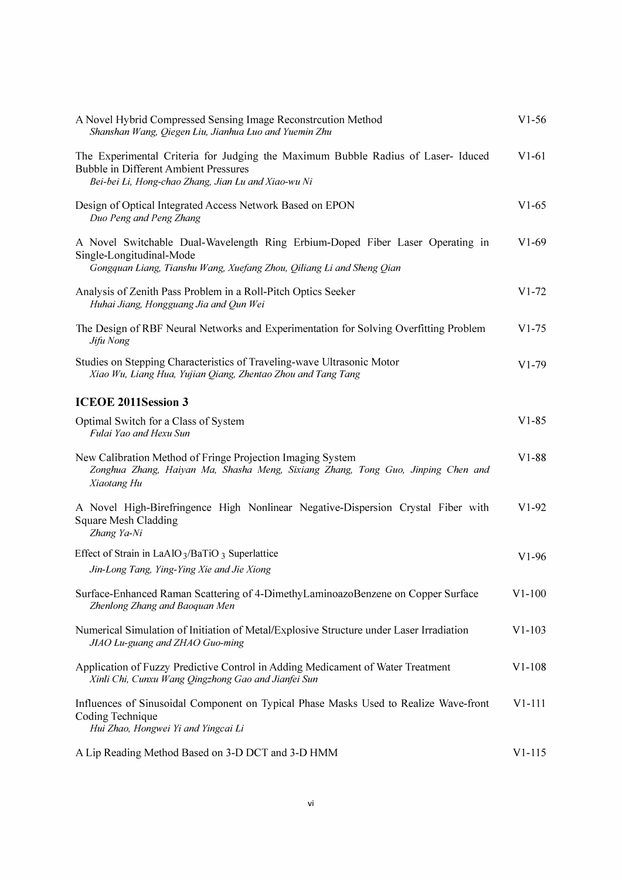A Novel Hybrid Compressed Sensing Image Reconstrcution Method V1-56
*Shanshan Wang, Qiegen Liu, Jianhua Luo and Yuemin Zhu*

The Experimental Criteria for Judging the Maximum Bubble Radius of Laser- Iduced Bubble in Different Ambient Pressures V1-61
*Bei-bei Li, Hong-chao Zhang, Jian Lu and Xiao-wu Ni*

Design of Optical Integrated Access Network Based on EPON V1-65
*Duo Peng and Peng Zhang*

A Novel Switchable Dual-Wavelength Ring Erbium-Doped Fiber Laser Operating in Single-Longitudinal-Mode V1-69
*Gongquan Liang, Tianshu Wang, Xuefang Zhou, Qiliang Li and Sheng Qian*

Analysis of Zenith Pass Problem in a Roll-Pitch Optics Seeker V1-72
*Huhai Jiang, Hongguang Jia and Qun Wei*

The Design of RBF Neural Networks and Experimentation for Solving Overfitting Problem V1-75
*Jifu Nong*

Studies on Stepping Characteristics of Traveling-wave Ultrasonic Motor V1-79
*Xiao Wu, Liang Hua, Yujian Qiang, Zhentao Zhou and Tang Tang*

## ICEOE 2011Session 3

Optimal Switch for a Class of System V1-85
*Fulai Yao and Hexu Sun*

New Calibration Method of Fringe Projection Imaging System V1-88
*Zonghua Zhang, Haiyan Ma, Shasha Meng, Sixiang Zhang, Tong Guo, Jinping Chen and Xiaotang Hu*

A Novel High-Birefringence High Nonlinear Negative-Dispersion Crystal Fiber with Square Mesh Cladding V1-92
*Zhang Ya-Ni*

Effect of Strain in $LaAlO_3/BaTiO_3$ Superlattice V1-96
*Jin-Long Tang, Ying-Ying Xie and Jie Xiong*

Surface-Enhanced Raman Scattering of 4-DimethyLaminoazoBenzene on Copper Surface V1-100
*Zhenlong Zhang and Baoquan Men*

Numerical Simulation of Initiation of Metal/Explosive Structure under Laser Irradiation V1-103
*JIAO Lu-guang and ZHAO Guo-ming*

Application of Fuzzy Predictive Control in Adding Medicament of Water Treatment V1-108
*Xinli Chi, Cunxu Wang Qingzhong Gao and Jianfei Sun*

Influences of Sinusoidal Component on Typical Phase Masks Used to Realize Wave-front Coding Technique V1-111
*Hui Zhao, Hongwei Yi and Yingcai Li*

A Lip Reading Method Based on 3-D DCT and 3-D HMM V1-115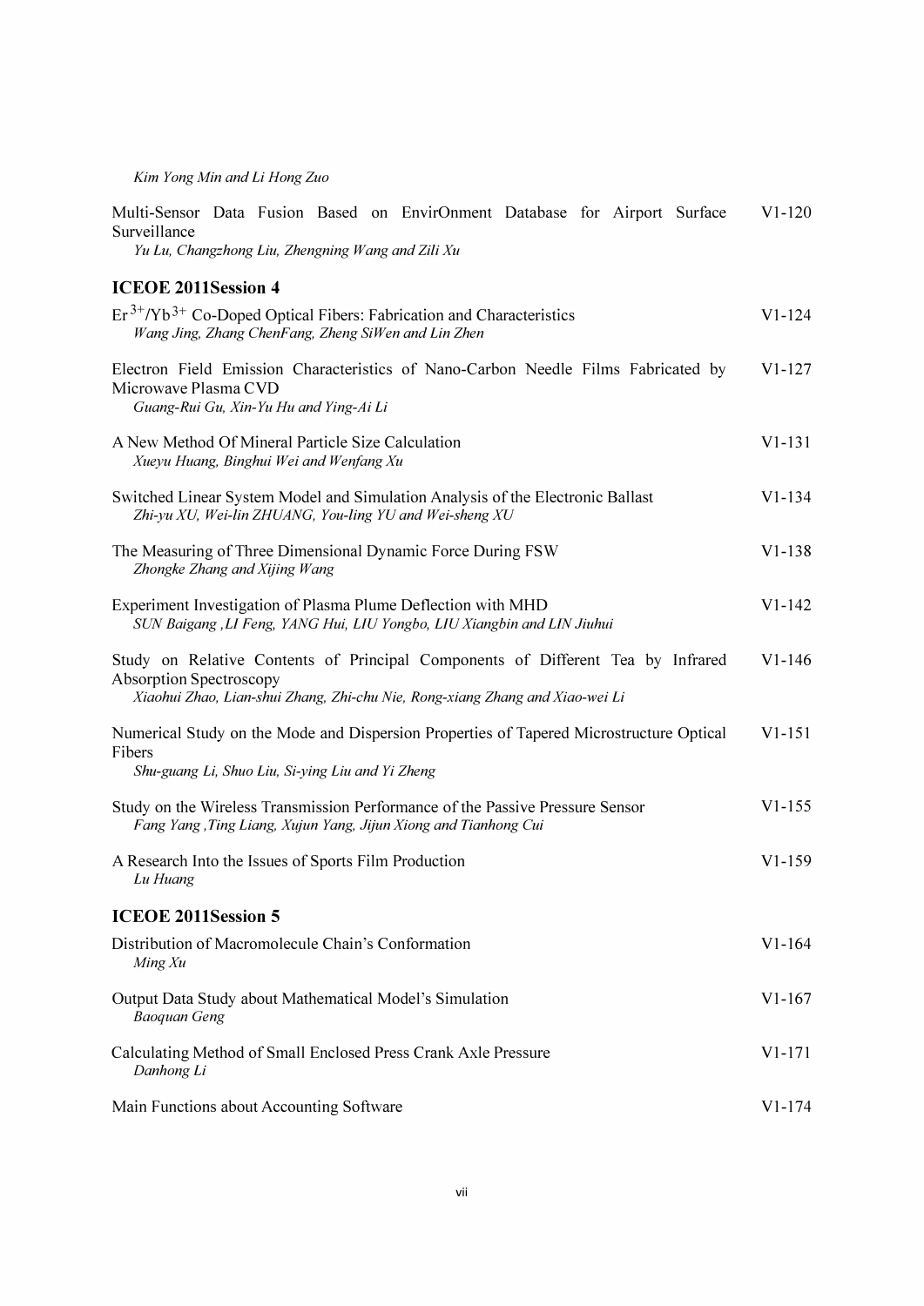*Kim Yong Min and Li Hong Zuo*

Multi-Sensor Data Fusion Based on EnvirOnment Database for Airport Surface Surveillance — V1-120
*Yu Lu, Changzhong Liu, Zhengning Wang and Zili Xu*

### ICEOE 2011Session 4

$Er^{3+}/Yb^{3+}$ Co-Doped Optical Fibers: Fabrication and Characteristics — V1-124
*Wang Jing, Zhang ChenFang, Zheng SiWen and Lin Zhen*

Electron Field Emission Characteristics of Nano-Carbon Needle Films Fabricated by Microwave Plasma CVD — V1-127
*Guang-Rui Gu, Xin-Yu Hu and Ying-Ai Li*

A New Method Of Mineral Particle Size Calculation — V1-131
*Xueyu Huang, Binghui Wei and Wenfang Xu*

Switched Linear System Model and Simulation Analysis of the Electronic Ballast — V1-134
*Zhi-yu XU, Wei-lin ZHUANG, You-ling YU and Wei-sheng XU*

The Measuring of Three Dimensional Dynamic Force During FSW — V1-138
*Zhongke Zhang and Xijing Wang*

Experiment Investigation of Plasma Plume Deflection with MHD — V1-142
*SUN Baigang ,LI Feng, YANG Hui, LIU Yongbo, LIU Xiangbin and LIN Jiuhui*

Study on Relative Contents of Principal Components of Different Tea by Infrared Absorption Spectroscopy — V1-146
*Xiaohui Zhao, Lian-shui Zhang, Zhi-chu Nie, Rong-xiang Zhang and Xiao-wei Li*

Numerical Study on the Mode and Dispersion Properties of Tapered Microstructure Optical Fibers — V1-151
*Shu-guang Li, Shuo Liu, Si-ying Liu and Yi Zheng*

Study on the Wireless Transmission Performance of the Passive Pressure Sensor — V1-155
*Fang Yang ,Ting Liang, Xujun Yang, Jijun Xiong and Tianhong Cui*

A Research Into the Issues of Sports Film Production — V1-159
*Lu Huang*

### ICEOE 2011Session 5

Distribution of Macromolecule Chain's Conformation — V1-164
*Ming Xu*

Output Data Study about Mathematical Model's Simulation — V1-167
*Baoquan Geng*

Calculating Method of Small Enclosed Press Crank Axle Pressure — V1-171
*Danhong Li*

Main Functions about Accounting Software — V1-174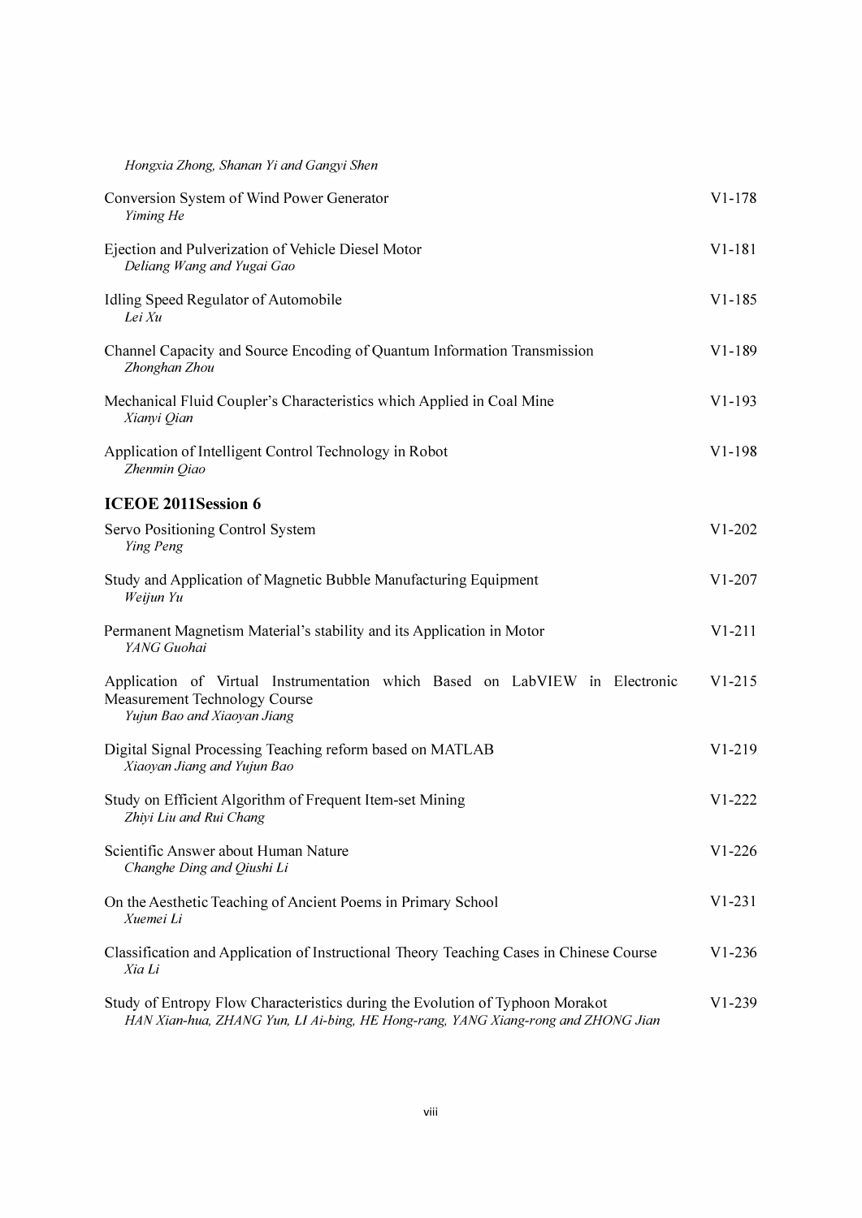*Hongxia Zhong, Shanan Yi and Gangyi Shen*

Conversion System of Wind Power Generator V1-178
*Yiming He*

Ejection and Pulverization of Vehicle Diesel Motor V1-181
*Deliang Wang and Yugai Gao*

Idling Speed Regulator of Automobile V1-185
*Lei Xu*

Channel Capacity and Source Encoding of Quantum Information Transmission V1-189
*Zhonghan Zhou*

Mechanical Fluid Coupler's Characteristics which Applied in Coal Mine V1-193
*Xianyi Qian*

Application of Intelligent Control Technology in Robot V1-198
*Zhenmin Qiao*

## ICEOE 2011Session 6

Servo Positioning Control System V1-202
*Ying Peng*

Study and Application of Magnetic Bubble Manufacturing Equipment V1-207
*Weijun Yu*

Permanent Magnetism Material's stability and its Application in Motor V1-211
*YANG Guohai*

Application of Virtual Instrumentation which Based on LabVIEW in Electronic Measurement Technology Course V1-215
*Yujun Bao and Xiaoyan Jiang*

Digital Signal Processing Teaching reform based on MATLAB V1-219
*Xiaoyan Jiang and Yujun Bao*

Study on Efficient Algorithm of Frequent Item-set Mining V1-222
*Zhiyi Liu and Rui Chang*

Scientific Answer about Human Nature V1-226
*Changhe Ding and Qiushi Li*

On the Aesthetic Teaching of Ancient Poems in Primary School V1-231
*Xuemei Li*

Classification and Application of Instructional Theory Teaching Cases in Chinese Course V1-236
*Xia Li*

Study of Entropy Flow Characteristics during the Evolution of Typhoon Morakot V1-239
*HAN Xian-hua, ZHANG Yun, LI Ai-bing, HE Hong-rang, YANG Xiang-rong and ZHONG Jian*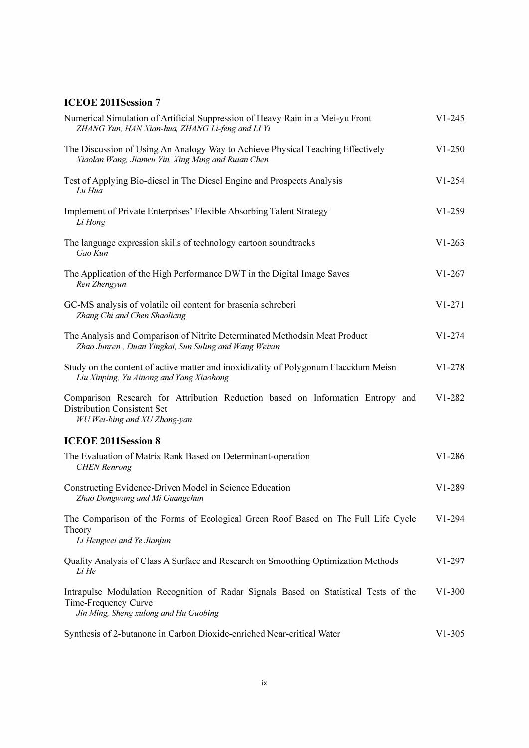## ICEOE 2011Session 7

Numerical Simulation of Artificial Suppression of Heavy Rain in a Mei-yu Front — V1-245
*ZHANG Yun, HAN Xian-hua, ZHANG Li-feng and LI Yi*

The Discussion of Using An Analogy Way to Achieve Physical Teaching Effectively — V1-250
*Xiaolan Wang, Jianwu Yin, Xing Ming and Ruian Chen*

Test of Applying Bio-diesel in The Diesel Engine and Prospects Analysis — V1-254
*Lu Hua*

Implement of Private Enterprises' Flexible Absorbing Talent Strategy — V1-259
*Li Hong*

The language expression skills of technology cartoon soundtracks — V1-263
*Gao Kun*

The Application of the High Performance DWT in the Digital Image Saves — V1-267
*Ren Zhengyun*

GC-MS analysis of volatile oil content for brasenia schreberi — V1-271
*Zhang Chi and Chen Shaoliang*

The Analysis and Comparison of Nitrite Determinated Methodsin Meat Product — V1-274
*Zhao Junren , Duan Yingkai, Sun Suling and Wang Weixin*

Study on the content of active matter and inoxidizality of Polygonum Flaccidum Meisn — V1-278
*Liu Xinping, Yu Ainong and Yang Xiaohong*

Comparison Research for Attribution Reduction based on Information Entropy and Distribution Consistent Set — V1-282
*WU Wei-bing and XU Zhang-yan*

## ICEOE 2011Session 8

The Evaluation of Matrix Rank Based on Determinant-operation — V1-286
*CHEN Renrong*

Constructing Evidence-Driven Model in Science Education — V1-289
*Zhao Dongwang and Mi Guangchun*

The Comparison of the Forms of Ecological Green Roof Based on The Full Life Cycle Theory — V1-294
*Li Hengwei and Ye Jianjun*

Quality Analysis of Class A Surface and Research on Smoothing Optimization Methods — V1-297
*Li He*

Intrapulse Modulation Recognition of Radar Signals Based on Statistical Tests of the Time-Frequency Curve — V1-300
*Jin Ming, Sheng xulong and Hu Guobing*

Synthesis of 2-butanone in Carbon Dioxide-enriched Near-critical Water — V1-305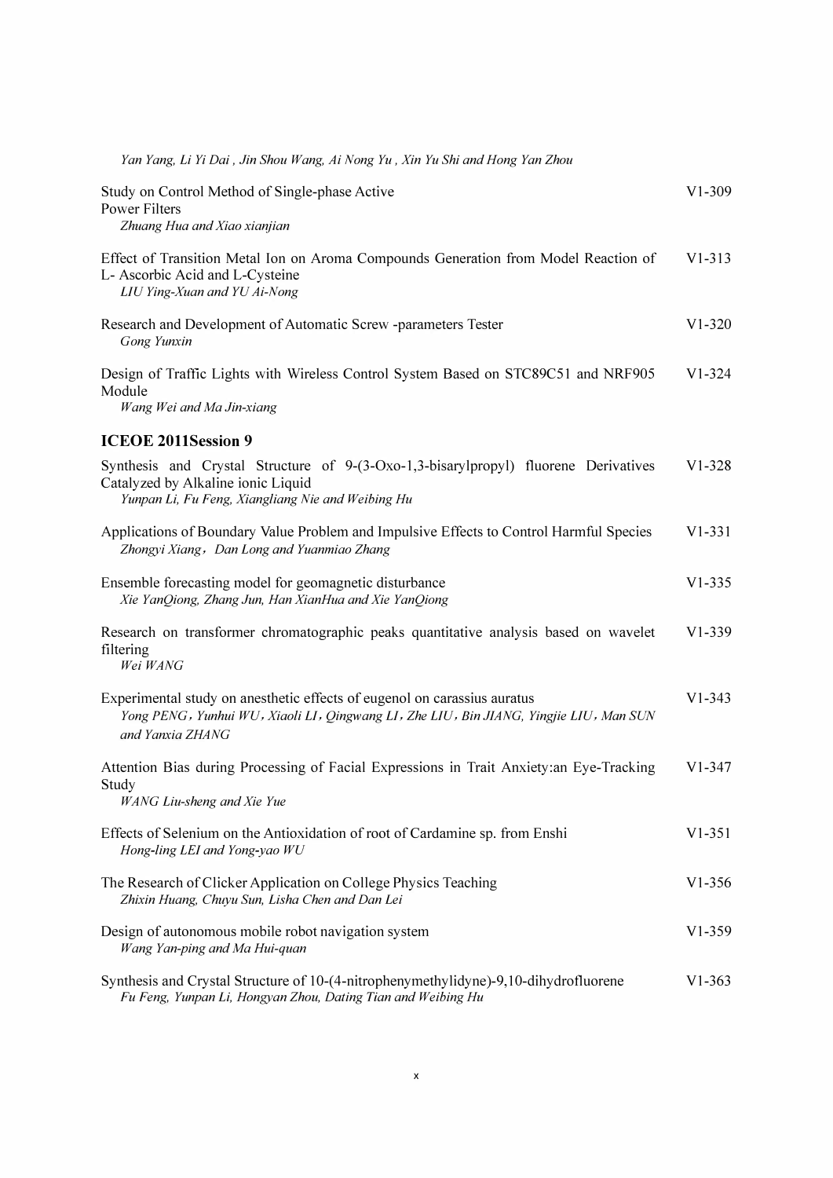*Yan Yang, Li Yi Dai , Jin Shou Wang, Ai Nong Yu , Xin Yu Shi and Hong Yan Zhou*

Study on Control Method of Single-phase Active Power Filters — V1-309
*Zhuang Hua and Xiao xianjian*

Effect of Transition Metal Ion on Aroma Compounds Generation from Model Reaction of L- Ascorbic Acid and L-Cysteine — V1-313
*LIU Ying-Xuan and YU Ai-Nong*

Research and Development of Automatic Screw -parameters Tester — V1-320
*Gong Yunxin*

Design of Traffic Lights with Wireless Control System Based on STC89C51 and NRF905 Module — V1-324
*Wang Wei and Ma Jin-xiang*

## ICEOE 2011Session 9

Synthesis and Crystal Structure of 9-(3-Oxo-1,3-bisarylpropyl) fluorene Derivatives Catalyzed by Alkaline ionic Liquid — V1-328
*Yunpan Li, Fu Feng, Xiangliang Nie and Weibing Hu*

Applications of Boundary Value Problem and Impulsive Effects to Control Harmful Species — V1-331
*Zhongyi Xiang，Dan Long and Yuanmiao Zhang*

Ensemble forecasting model for geomagnetic disturbance — V1-335
*Xie YanQiong, Zhang Jun, Han XianHua and Xie YanQiong*

Research on transformer chromatographic peaks quantitative analysis based on wavelet filtering — V1-339
*Wei WANG*

Experimental study on anesthetic effects of eugenol on carassius auratus — V1-343
*Yong PENG，Yunhui WU，Xiaoli LI，Qingwang LI，Zhe LIU，Bin JIANG, Yingjie LIU，Man SUN and Yanxia ZHANG*

Attention Bias during Processing of Facial Expressions in Trait Anxiety:an Eye-Tracking Study — V1-347
*WANG Liu-sheng and Xie Yue*

Effects of Selenium on the Antioxidation of root of Cardamine sp. from Enshi — V1-351
*Hong-ling LEI and Yong-yao WU*

The Research of Clicker Application on College Physics Teaching — V1-356
*Zhixin Huang, Chuyu Sun, Lisha Chen and Dan Lei*

Design of autonomous mobile robot navigation system — V1-359
*Wang Yan-ping and Ma Hui-quan*

Synthesis and Crystal Structure of 10-(4-nitrophenymethylidyne)-9,10-dihydrofluorene — V1-363
*Fu Feng, Yunpan Li, Hongyan Zhou, Dating Tian and Weibing Hu*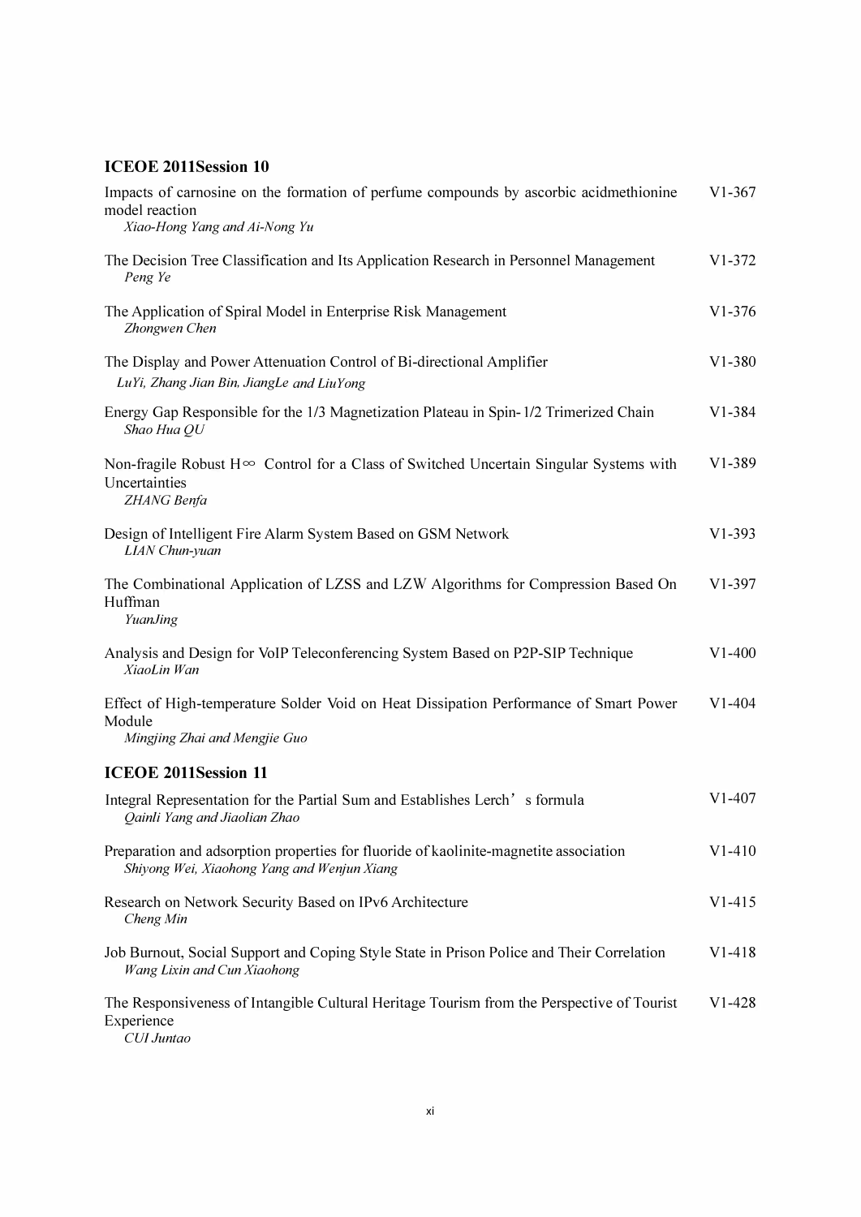## ICEOE 2011Session 10

Impacts of carnosine on the formation of perfume compounds by ascorbic acidmethionine model reaction — V1-367
*Xiao-Hong Yang and Ai-Nong Yu*

The Decision Tree Classification and Its Application Research in Personnel Management — V1-372
*Peng Ye*

The Application of Spiral Model in Enterprise Risk Management — V1-376
*Zhongwen Chen*

The Display and Power Attenuation Control of Bi-directional Amplifier — V1-380
*LuYi, Zhang Jian Bin, JiangLe and LiuYong*

Energy Gap Responsible for the 1/3 Magnetization Plateau in Spin-1/2 Trimerized Chain — V1-384
*Shao Hua QU*

Non-fragile Robust $H_\infty$ Control for a Class of Switched Uncertain Singular Systems with Uncertainties — V1-389
*ZHANG Benfa*

Design of Intelligent Fire Alarm System Based on GSM Network — V1-393
*LIAN Chun-yuan*

The Combinational Application of LZSS and LZW Algorithms for Compression Based On Huffman — V1-397
*YuanJing*

Analysis and Design for VoIP Teleconferencing System Based on P2P-SIP Technique — V1-400
*XiaoLin Wan*

Effect of High-temperature Solder Void on Heat Dissipation Performance of Smart Power Module — V1-404
*Mingjing Zhai and Mengjie Guo*

## ICEOE 2011Session 11

Integral Representation for the Partial Sum and Establishes Lerch’s formula — V1-407
*Qainli Yang and Jiaolian Zhao*

Preparation and adsorption properties for fluoride of kaolinite-magnetite association — V1-410
*Shiyong Wei, Xiaohong Yang and Wenjun Xiang*

Research on Network Security Based on IPv6 Architecture — V1-415
*Cheng Min*

Job Burnout, Social Support and Coping Style State in Prison Police and Their Correlation — V1-418
*Wang Lixin and Cun Xiaohong*

The Responsiveness of Intangible Cultural Heritage Tourism from the Perspective of Tourist Experience — V1-428
*CUI Juntao*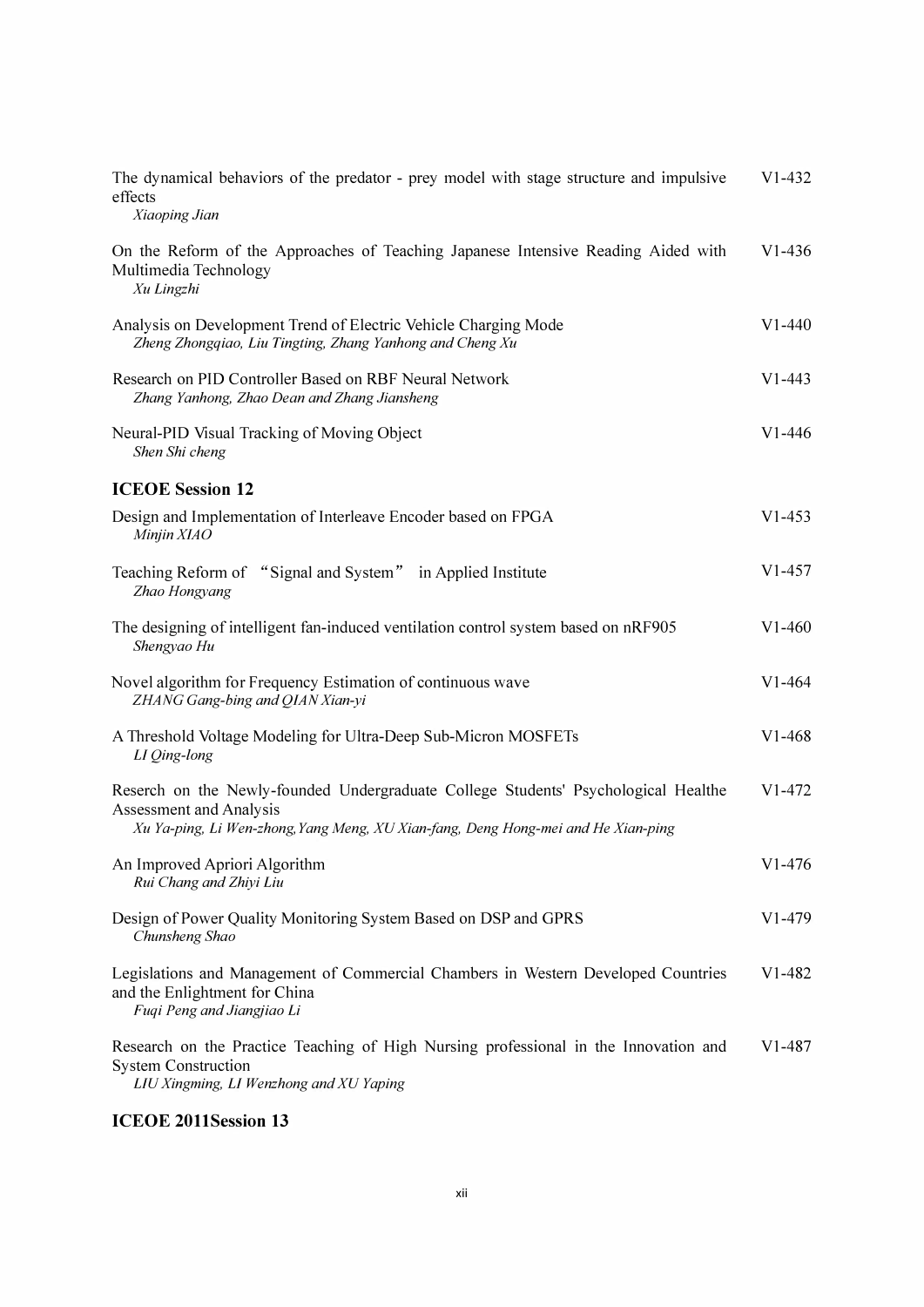The dynamical behaviors of the predator - prey model with stage structure and impulsive effects V1-432
*Xiaoping Jian*

On the Reform of the Approaches of Teaching Japanese Intensive Reading Aided with Multimedia Technology V1-436
*Xu Lingzhi*

Analysis on Development Trend of Electric Vehicle Charging Mode V1-440
*Zheng Zhongqiao, Liu Tingting, Zhang Yanhong and Cheng Xu*

Research on PID Controller Based on RBF Neural Network V1-443
*Zhang Yanhong, Zhao Dean and Zhang Jiansheng*

Neural-PID Visual Tracking of Moving Object V1-446
*Shen Shi cheng*

## ICEOE Session 12

Design and Implementation of Interleave Encoder based on FPGA V1-453
*Minjin XIAO*

Teaching Reform of "Signal and System" in Applied Institute V1-457
*Zhao Hongyang*

The designing of intelligent fan-induced ventilation control system based on nRF905 V1-460
*Shengyao Hu*

Novel algorithm for Frequency Estimation of continuous wave V1-464
*ZHANG Gang-bing and QIAN Xian-yi*

A Threshold Voltage Modeling for Ultra-Deep Sub-Micron MOSFETs V1-468
*LI Qing-long*

Reserch on the Newly-founded Undergraduate College Students' Psychological Healthe Assessment and Analysis V1-472
*Xu Ya-ping, Li Wen-zhong,Yang Meng, XU Xian-fang, Deng Hong-mei and He Xian-ping*

An Improved Apriori Algorithm V1-476
*Rui Chang and Zhiyi Liu*

Design of Power Quality Monitoring System Based on DSP and GPRS V1-479
*Chunsheng Shao*

Legislations and Management of Commercial Chambers in Western Developed Countries and the Enlightment for China V1-482
*Fuqi Peng and Jiangjiao Li*

Research on the Practice Teaching of High Nursing professional in the Innovation and System Construction V1-487
*LIU Xingming, LI Wenzhong and XU Yaping*

## ICEOE 2011Session 13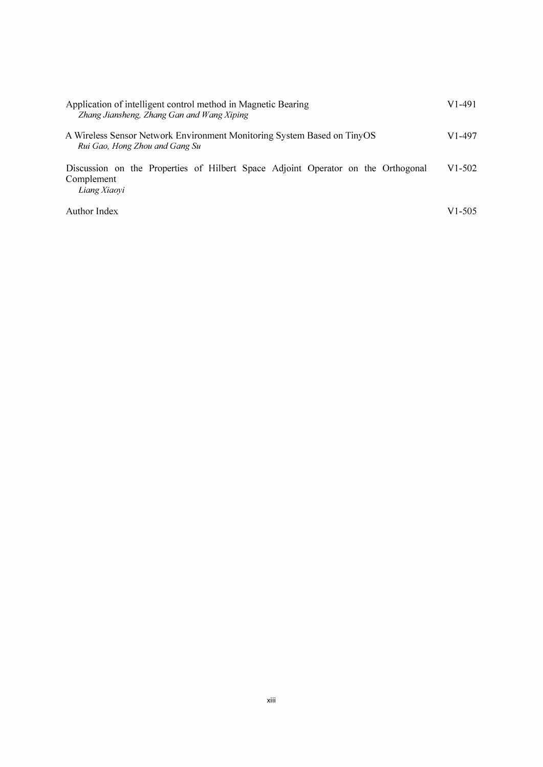Application of intelligent control method in Magnetic Bearing V1-491
*Zhang Jiansheng, Zhang Gan and Wang Xiping*

A Wireless Sensor Network Environment Monitoring System Based on TinyOS V1-497
*Rui Gao, Hong Zhou and Gang Su*

Discussion on the Properties of Hilbert Space Adjoint Operator on the Orthogonal Complement V1-502
*Liang Xiaoyi*

Author Index V1-505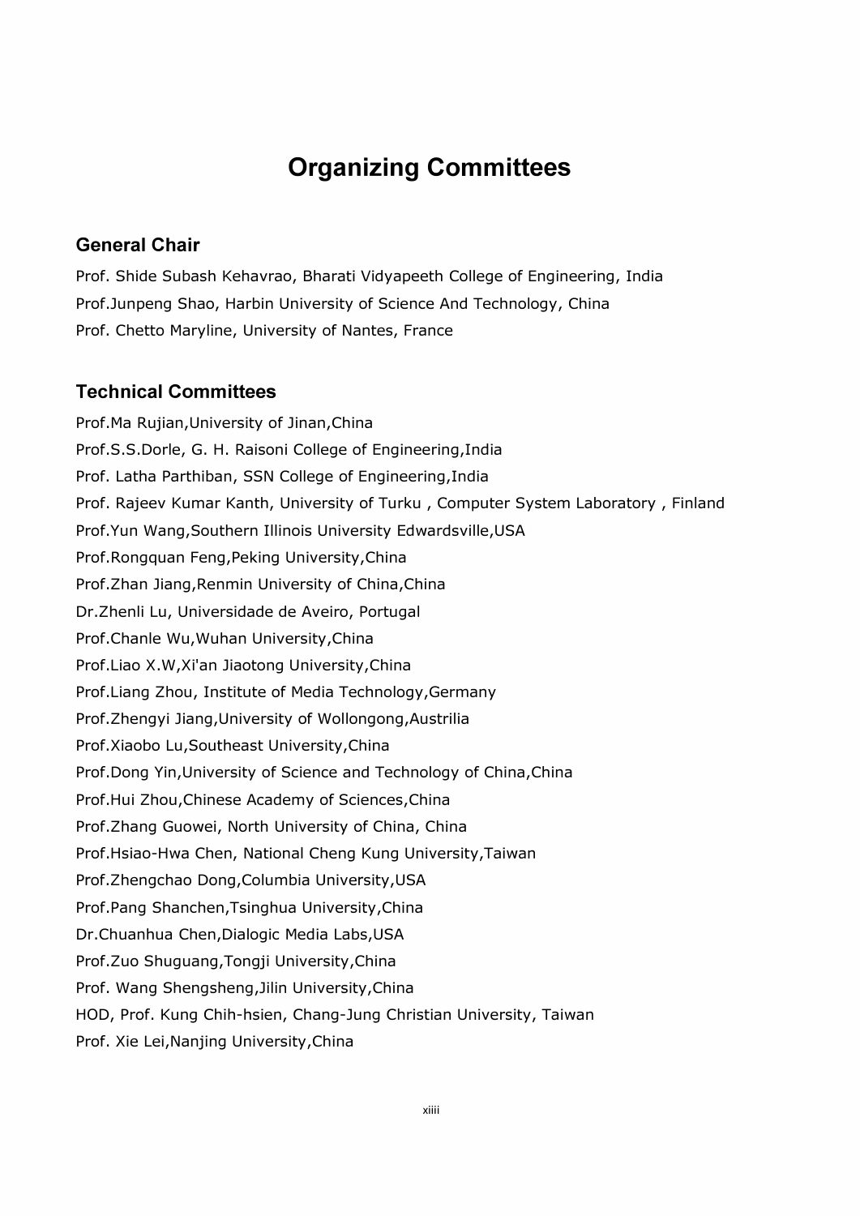# Organizing Committees

## General Chair

Prof. Shide Subash Kehavrao, Bharati Vidyapeeth College of Engineering, India

Prof.Junpeng Shao, Harbin University of Science And Technology, China

Prof. Chetto Maryline, University of Nantes, France

## Technical Committees

Prof.Ma Rujian,University of Jinan,China

Prof.S.S.Dorle, G. H. Raisoni College of Engineering,India

Prof. Latha Parthiban, SSN College of Engineering,India

Prof. Rajeev Kumar Kanth, University of Turku , Computer System Laboratory , Finland

Prof.Yun Wang,Southern Illinois University Edwardsville,USA

Prof.Rongquan Feng,Peking University,China

Prof.Zhan Jiang,Renmin University of China,China

Dr.Zhenli Lu, Universidade de Aveiro, Portugal

Prof.Chanle Wu,Wuhan University,China

Prof.Liao X.W,Xi'an Jiaotong University,China

Prof.Liang Zhou, Institute of Media Technology,Germany

Prof.Zhengyi Jiang,University of Wollongong,Austrilia

Prof.Xiaobo Lu,Southeast University,China

Prof.Dong Yin,University of Science and Technology of China,China

Prof.Hui Zhou,Chinese Academy of Sciences,China

Prof.Zhang Guowei, North University of China, China

Prof.Hsiao-Hwa Chen, National Cheng Kung University,Taiwan

Prof.Zhengchao Dong,Columbia University,USA

Prof.Pang Shanchen,Tsinghua University,China

Dr.Chuanhua Chen,Dialogic Media Labs,USA

Prof.Zuo Shuguang,Tongji University,China

Prof. Wang Shengsheng,Jilin University,China

HOD, Prof. Kung Chih-hsien, Chang-Jung Christian University, Taiwan

Prof. Xie Lei,Nanjing University,China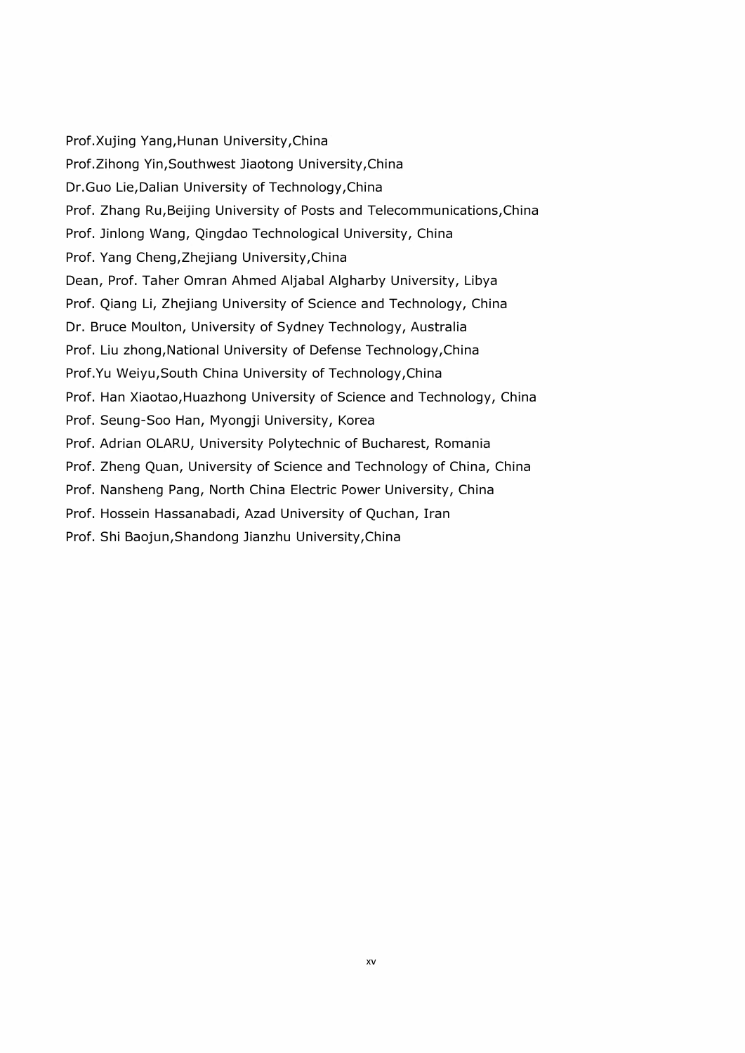Prof.Xujing Yang,Hunan University,China

Prof.Zihong Yin,Southwest Jiaotong University,China

Dr.Guo Lie,Dalian University of Technology,China

Prof. Zhang Ru,Beijing University of Posts and Telecommunications,China

Prof. Jinlong Wang, Qingdao Technological University, China

Prof. Yang Cheng,Zhejiang University,China

Dean, Prof. Taher Omran Ahmed Aljabal Algharby University, Libya

Prof. Qiang Li, Zhejiang University of Science and Technology, China

Dr. Bruce Moulton, University of Sydney Technology, Australia

Prof. Liu zhong,National University of Defense Technology,China

Prof.Yu Weiyu,South China University of Technology,China

Prof. Han Xiaotao,Huazhong University of Science and Technology, China

Prof. Seung-Soo Han, Myongji University, Korea

Prof. Adrian OLARU, University Polytechnic of Bucharest, Romania

Prof. Zheng Quan, University of Science and Technology of China, China

Prof. Nansheng Pang, North China Electric Power University, China

Prof. Hossein Hassanabadi, Azad University of Quchan, Iran

Prof. Shi Baojun,Shandong Jianzhu University,China